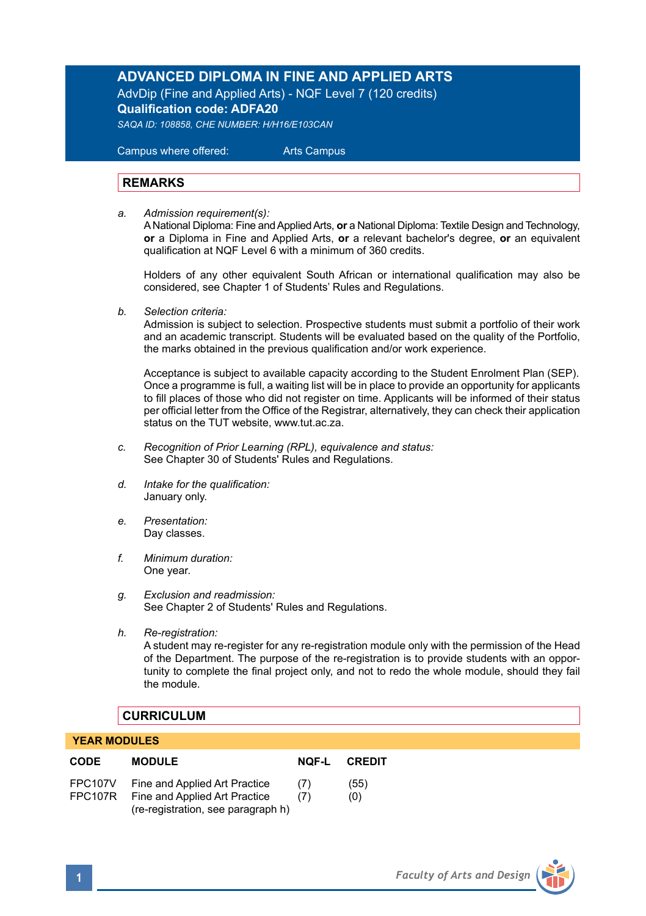# ADVANCED DIPLOMA IN FINE AND APPLIED ARTS

AdvDip (Fine and Applied Arts) - NQF Level 7 (120 credits)

**Qualification code: ADFA20**

*SAQA ID: 108858, CHE NUMBER: H/H16/E103CAN*

Campus where offered: Arts Campus

## REMARKS

a. *Admission requirement(s):*
A National Diploma: Fine and Applied Arts, **or** a National Diploma: Textile Design and Technology, **or** a Diploma in Fine and Applied Arts, **or** a relevant bachelor's degree, **or** an equivalent qualification at NQF Level 6 with a minimum of 360 credits.

Holders of any other equivalent South African or international qualification may also be considered, see Chapter 1 of Students' Rules and Regulations.

b. *Selection criteria:*
Admission is subject to selection. Prospective students must submit a portfolio of their work and an academic transcript. Students will be evaluated based on the quality of the Portfolio, the marks obtained in the previous qualification and/or work experience.

Acceptance is subject to available capacity according to the Student Enrolment Plan (SEP). Once a programme is full, a waiting list will be in place to provide an opportunity for applicants to fill places of those who did not register on time. Applicants will be informed of their status per official letter from the Office of the Registrar, alternatively, they can check their application status on the TUT website, www.tut.ac.za.

c. *Recognition of Prior Learning (RPL), equivalence and status:*
See Chapter 30 of Students' Rules and Regulations.

d. *Intake for the qualification:*
January only.

e. *Presentation:*
Day classes.

f. *Minimum duration:*
One year.

g. *Exclusion and readmission:*
See Chapter 2 of Students' Rules and Regulations.

h. *Re-registration:*
A student may re-register for any re-registration module only with the permission of the Head of the Department. The purpose of the re-registration is to provide students with an opportunity to complete the final project only, and not to redo the whole module, should they fail the module.

## CURRICULUM

### YEAR MODULES

| CODE | MODULE | NQF-L | CREDIT |
|---|---|---|---|
| FPC107V | Fine and Applied Art Practice | (7) | (55) |
| FPC107R | Fine and Applied Art Practice (re-registration, see paragraph h) | (7) | (0) |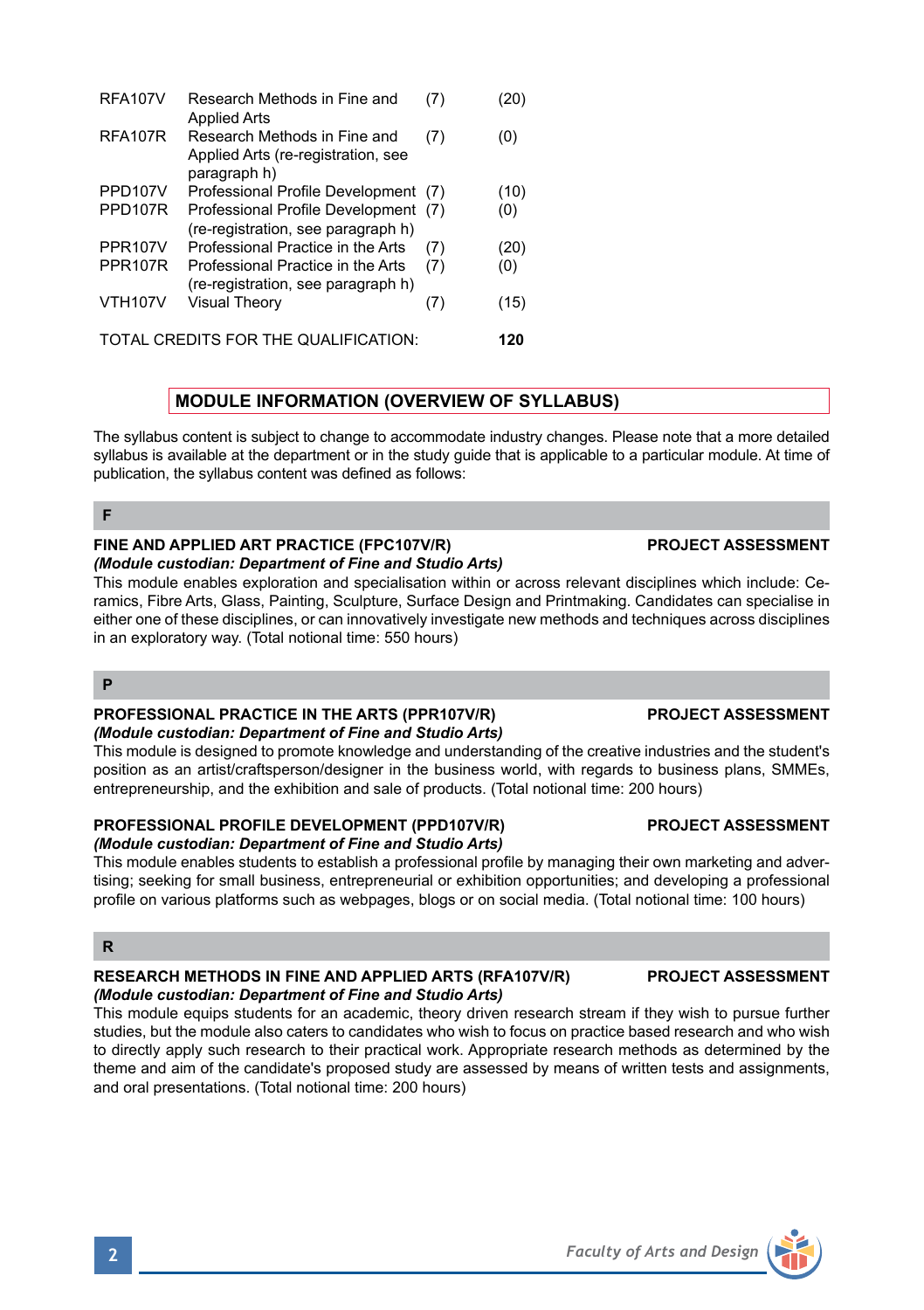| | | | |
|---|---|---|---|
| RFA107V | Research Methods in Fine and Applied Arts | (7) | (20) |
| RFA107R | Research Methods in Fine and Applied Arts (re-registration, see paragraph h) | (7) | (0) |
| PPD107V | Professional Profile Development | (7) | (10) |
| PPD107R | Professional Profile Development (re-registration, see paragraph h) | (7) | (0) |
| PPR107V | Professional Practice in the Arts | (7) | (20) |
| PPR107R | Professional Practice in the Arts (re-registration, see paragraph h) | (7) | (0) |
| VTH107V | Visual Theory | (7) | (15) |

TOTAL CREDITS FOR THE QUALIFICATION: **120**

## MODULE INFORMATION (OVERVIEW OF SYLLABUS)

The syllabus content is subject to change to accommodate industry changes. Please note that a more detailed syllabus is available at the department or in the study guide that is applicable to a particular module. At time of publication, the syllabus content was defined as follows:

### F

**FINE AND APPLIED ART PRACTICE (FPC107V/R)** **PROJECT ASSESSMENT**
***(Module custodian: Department of Fine and Studio Arts)***
This module enables exploration and specialisation within or across relevant disciplines which include: Ceramics, Fibre Arts, Glass, Painting, Sculpture, Surface Design and Printmaking. Candidates can specialise in either one of these disciplines, or can innovatively investigate new methods and techniques across disciplines in an exploratory way. (Total notional time: 550 hours)

### P

**PROFESSIONAL PRACTICE IN THE ARTS (PPR107V/R)** **PROJECT ASSESSMENT**
***(Module custodian: Department of Fine and Studio Arts)***
This module is designed to promote knowledge and understanding of the creative industries and the student's position as an artist/craftsperson/designer in the business world, with regards to business plans, SMMEs, entrepreneurship, and the exhibition and sale of products. (Total notional time: 200 hours)

**PROFESSIONAL PROFILE DEVELOPMENT (PPD107V/R)** **PROJECT ASSESSMENT**
***(Module custodian: Department of Fine and Studio Arts)***
This module enables students to establish a professional profile by managing their own marketing and advertising; seeking for small business, entrepreneurial or exhibition opportunities; and developing a professional profile on various platforms such as webpages, blogs or on social media. (Total notional time: 100 hours)

### R

**RESEARCH METHODS IN FINE AND APPLIED ARTS (RFA107V/R)** **PROJECT ASSESSMENT**
***(Module custodian: Department of Fine and Studio Arts)***
This module equips students for an academic, theory driven research stream if they wish to pursue further studies, but the module also caters to candidates who wish to focus on practice based research and who wish to directly apply such research to their practical work. Appropriate research methods as determined by the theme and aim of the candidate's proposed study are assessed by means of written tests and assignments, and oral presentations. (Total notional time: 200 hours)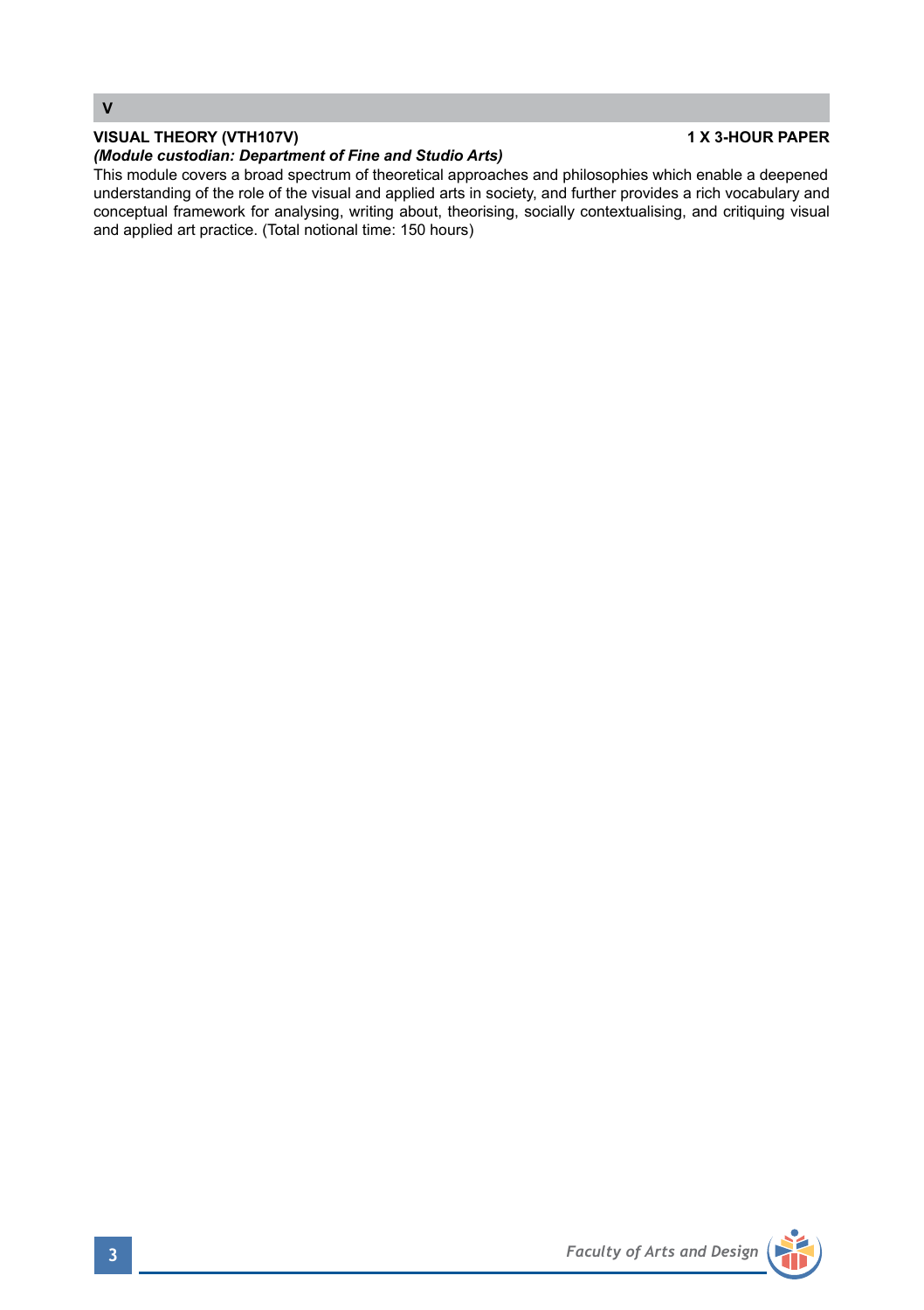## V

**VISUAL THEORY (VTH107V)** **1 X 3-HOUR PAPER**

***(Module custodian: Department of Fine and Studio Arts)***

This module covers a broad spectrum of theoretical approaches and philosophies which enable a deepened understanding of the role of the visual and applied arts in society, and further provides a rich vocabulary and conceptual framework for analysing, writing about, theorising, socially contextualising, and critiquing visual and applied art practice. (Total notional time: 150 hours)